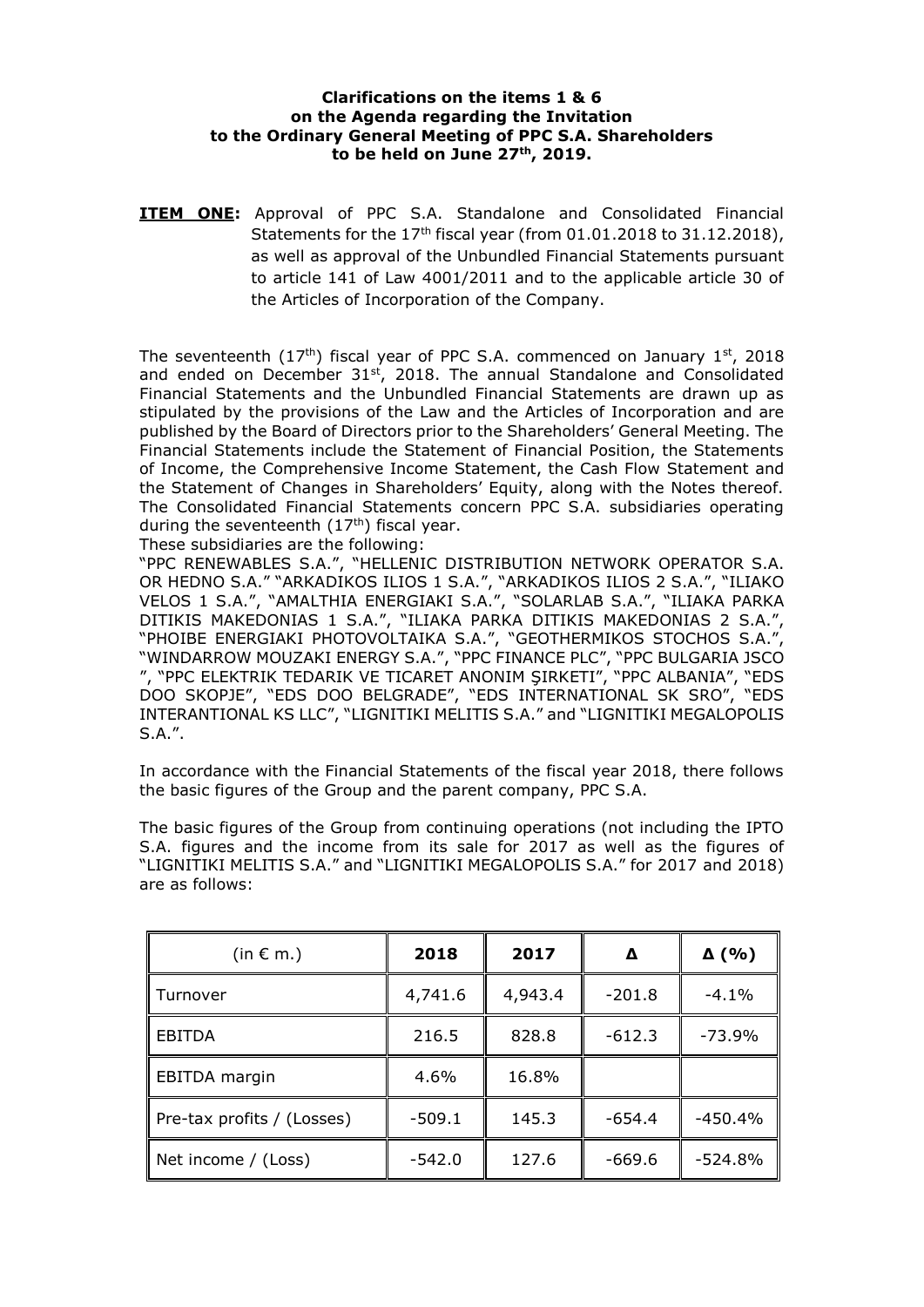**Clarifications on the items 1 & 6 on the Agenda regarding the Invitation to the Ordinary General Meeting of PPC S.A. Shareholders to be held on June 27th, 2019.**

**ITEM ONE:** Approval of PPC S.A. Standalone and Consolidated Financial Statements for the 17th fiscal year (from 01.01.2018 to 31.12.2018), as well as approval of the Unbundled Financial Statements pursuant to article 141 of Law 4001/2011 and to the applicable article 30 of the Articles of Incorporation of the Company.

The seventeenth (17th) fiscal year of PPC S.A. commenced on January 1st, 2018 and ended on December 31st, 2018. The annual Standalone and Consolidated Financial Statements and the Unbundled Financial Statements are drawn up as stipulated by the provisions of the Law and the Articles of Incorporation and are published by the Board of Directors prior to the Shareholders' General Meeting. The Financial Statements include the Statement of Financial Position, the Statements of Income, the Comprehensive Income Statement, the Cash Flow Statement and the Statement of Changes in Shareholders' Equity, along with the Notes thereof. The Consolidated Financial Statements concern PPC S.A. subsidiaries operating during the seventeenth (17th) fiscal year.

These subsidiaries are the following:

"PPC RENEWABLES S.A.", "HELLENIC DISTRIBUTION NETWORK OPERATOR S.A. OR HEDNO S.A." "ARKADIKOS ILIOS 1 S.A.", "ARKADIKOS ILIOS 2 S.A.", "ILIAKO VELOS 1 S.A.", "AMALTHIA ENERGIAKI S.A.", "SOLARLAB S.A.", "ILIAKA PARKA DITIKIS MAKEDONIAS 1 S.A.", "ILIAKA PARKA DITIKIS MAKEDONIAS 2 S.A.", "PHOIBE ENERGIAKI PHOTOVOLTAIKA S.A.", "GEOTHERMIKOS STOCHOS S.A.", "WINDARROW MOUZAKI ENERGY S.A.", "PPC FINANCE PLC", "PPC BULGARIA JSCO ", "PPC ELEKTRIK TEDARIK VE TICARET ANONIM ŞIRKETI", "PPC ALBANIA", "EDS DOO SKOPJE", "EDS DOO BELGRADE", "EDS INTERNATIONAL SK SRO", "EDS INTERANTIONAL KS LLC", "LIGNITIKI MELITIS S.A." and "LIGNITIKI MEGALOPOLIS S.A.".

In accordance with the Financial Statements of the fiscal year 2018, there follows the basic figures of the Group and the parent company, PPC S.A.

The basic figures of the Group from continuing operations (not including the IPTO S.A. figures and the income from its sale for 2017 as well as the figures of "LIGNITIKI MELITIS S.A." and "LIGNITIKI MEGALOPOLIS S.A." for 2017 and 2018) are as follows:

| (in € m.) | 2018 | 2017 | Δ | Δ (%) |
|---|---|---|---|---|
| Turnover | 4,741.6 | 4,943.4 | -201.8 | -4.1% |
| EBITDA | 216.5 | 828.8 | -612.3 | -73.9% |
| EBITDA margin | 4.6% | 16.8% | | |
| Pre-tax profits / (Losses) | -509.1 | 145.3 | -654.4 | -450.4% |
| Net income / (Loss) | -542.0 | 127.6 | -669.6 | -524.8% |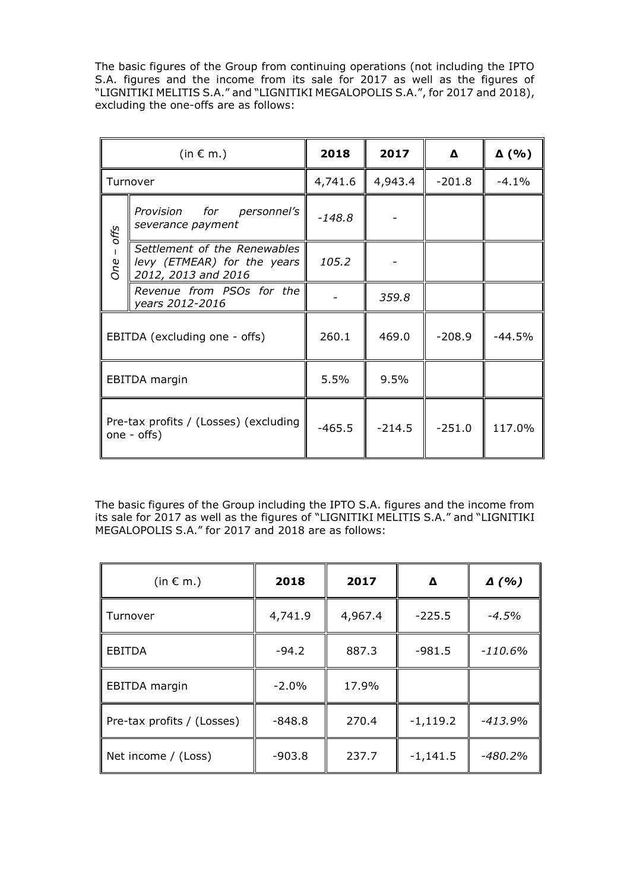The basic figures of the Group from continuing operations (not including the IPTO S.A. figures and the income from its sale for 2017 as well as the figures of "LIGNITIKI MELITIS S.A." and "LIGNITIKI MEGALOPOLIS S.A.", for 2018 and 2017), excluding the one-offs are as follows:

| (in € m.) | | 2018 | 2017 | Δ | Δ (%) |
|---|---|---|---|---|---|
| Turnover | | 4,741.6 | 4,943.4 | -201.8 | -4.1% |
| *One – offs* | *Provision for personnel's severance payment* | *-148.8* | - | | |
| | *Settlement of the Renewables levy (ETMEAR) for the years 2012, 2013 and 2016* | *105.2* | - | | |
| | *Revenue from PSOs for the years 2012-2016* | - | *359.8* | | |
| EBITDA (excluding one - offs) | | 260.1 | 469.0 | -208.9 | -44.5% |
| EBITDA margin | | 5.5% | 9.5% | | |
| Pre-tax profits / (Losses) (excluding one - offs) | | -465.5 | -214.5 | -251.0 | 117.0% |

The basic figures of the Group including the IPTO S.A. figures and the income from its sale for 2017 as well as the figures of "LIGNITIKI MELITIS S.A." and "LIGNITIKI MEGALOPOLIS S.A." for 2017 and 2018 are as follows:

| (in € m.) | 2018 | 2017 | Δ | *Δ (%)* |
|---|---|---|---|---|
| Turnover | 4,741.9 | 4,967.4 | -225.5 | *-4.5%* |
| EBITDA | -94.2 | 887.3 | -981.5 | *-110.6%* |
| EBITDA margin | -2.0% | 17.9% | | |
| Pre-tax profits / (Losses) | -848.8 | 270.4 | -1,119.2 | *-413.9%* |
| Net income / (Loss) | -903.8 | 237.7 | -1,141.5 | *-480.2%* |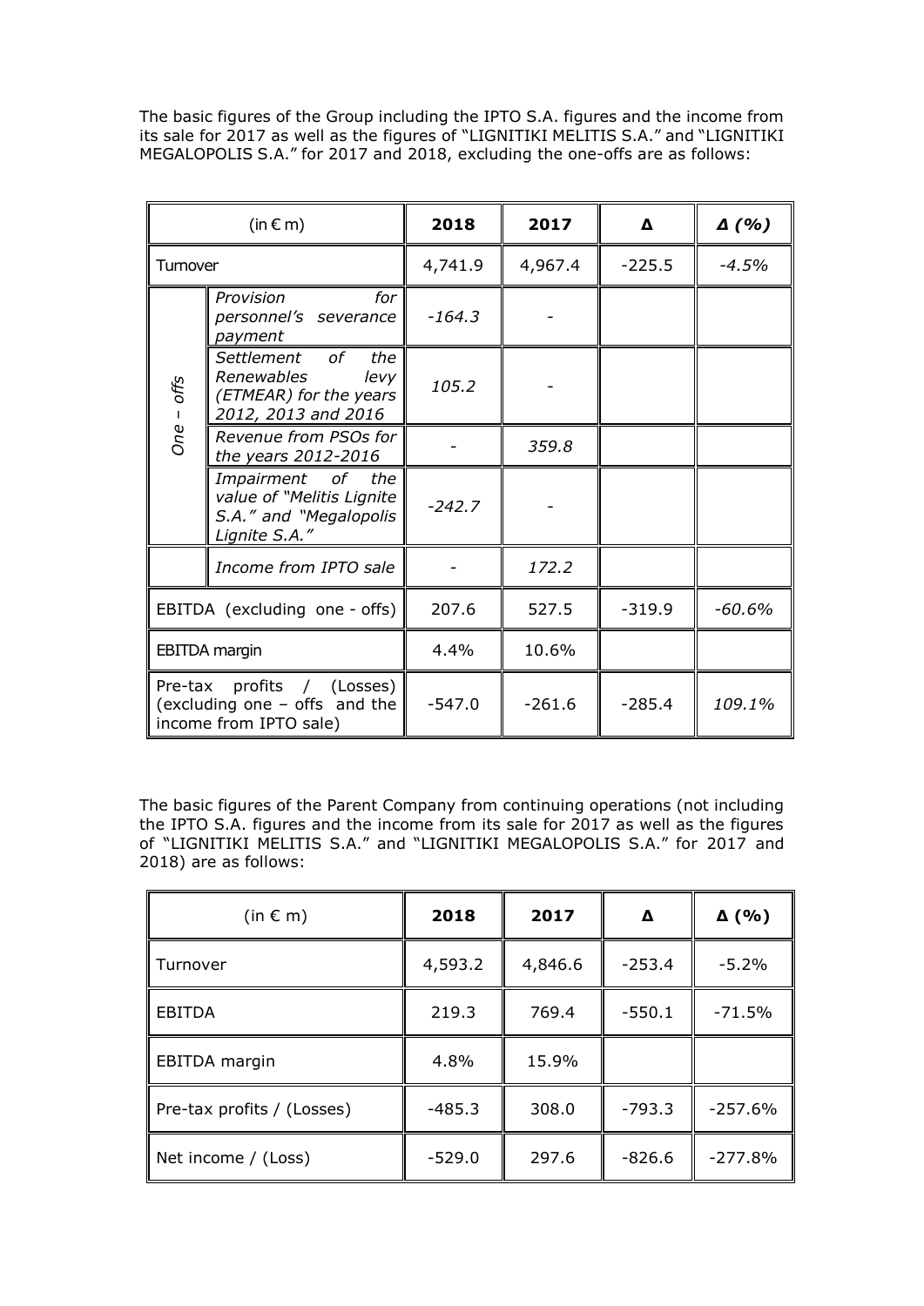The basic figures of the Group including the IPTO S.A. figures and the income from its sale for 2017 as well as the figures of "LIGNITIKI MELITIS S.A." and "LIGNITIKI MEGALOPOLIS S.A." for 2017 and 2018, excluding the one-offs are as follows:

| (in € m) | | 2018 | 2017 | Δ | *Δ (%)* |
|---|---|---|---|---|---|
| Turnover | | 4,741.9 | 4,967.4 | -225.5 | *-4.5%* |
| *One – offs* | *Provision for personnel's severance payment* | *-164.3* | - | | |
| | *Settlement of the Renewables levy (ETMEAR) for the years 2012, 2013 and 2016* | *105.2* | - | | |
| | *Revenue from PSOs for the years 2012-2016* | - | *359.8* | | |
| | *Impairment of the value of "Melitis Lignite S.A." and "Megalopolis Lignite S.A."* | *-242.7* | - | | |
| | *Income from IPTO sale* | - | *172.2* | | |
| *EBITDA (excluding one - offs)* | | 207.6 | 527.5 | -319.9 | *-60.6%* |
| EBITDA margin | | 4.4% | 10.6% | | |
| Pre-tax profits / (Losses) (excluding one – offs and the income from IPTO sale) | | -547.0 | -261.6 | -285.4 | *109.1%* |

The basic figures of the Parent Company from continuing operations (not including the IPTO S.A. figures and the income from its sale for 2017 as well as the figures of "LIGNITIKI MELITIS S.A." and "LIGNITIKI MEGALOPOLIS S.A." for 2017 and 2018) are as follows:

| (in € m) | 2018 | 2017 | Δ | Δ (%) |
|---|---|---|---|---|
| Turnover | 4,593.2 | 4,846.6 | -253.4 | -5.2% |
| EBITDA | 219.3 | 769.4 | -550.1 | -71.5% |
| EBITDA margin | 4.8% | 15.9% | | |
| Pre-tax profits / (Losses) | -485.3 | 308.0 | -793.3 | -257.6% |
| Net income / (Loss) | -529.0 | 297.6 | -826.6 | -277.8% |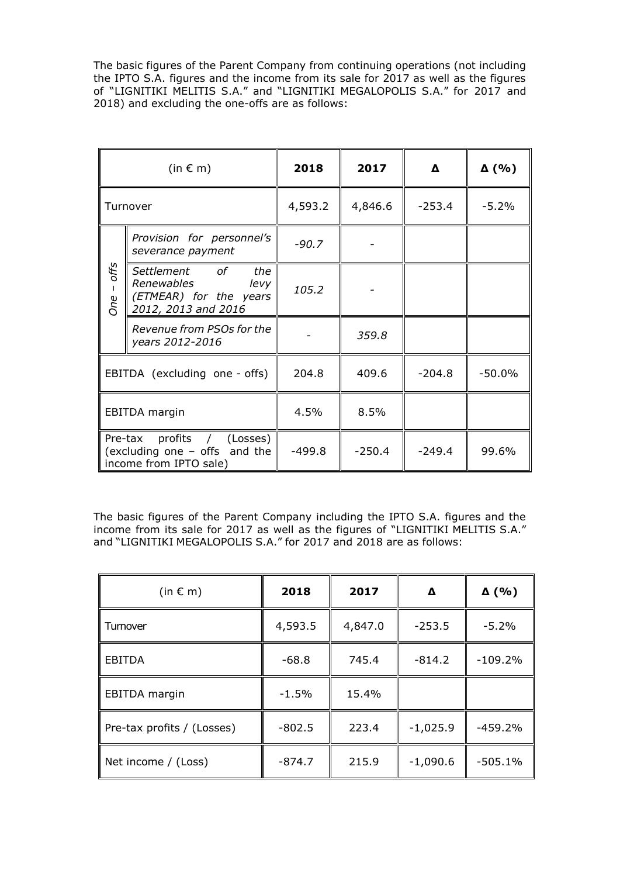The basic figures of the Parent Company from continuing operations (not including the IPTO S.A. figures and the income from its sale for 2017 as well as the figures of "LIGNITIKI MELITIS S.A." and "LIGNITIKI MEGALOPOLIS S.A." for 2017 and 2018) and excluding the one-offs are as follows:

| (in € m) | | 2018 | 2017 | Δ | Δ (%) |
|---|---|---|---|---|---|
| Turnover | | 4,593.2 | 4,846.6 | -253.4 | -5.2% |
| *One – offs* | *Provision for personnel's severance payment* | *-90.7* | - | | |
| | *Settlement of the Renewables levy (ETMEAR) for the years 2012, 2013 and 2016* | *105.2* | - | | |
| | *Revenue from PSOs for the years 2012-2016* | - | *359.8* | | |
| EBITDA (excluding one - offs) | | 204.8 | 409.6 | -204.8 | -50.0% |
| EBITDA margin | | 4.5% | 8.5% | | |
| Pre-tax profits / (Losses) (excluding one – offs and the income from IPTO sale) | | -499.8 | -250.4 | -249.4 | 99.6% |

The basic figures of the Parent Company including the IPTO S.A. figures and the income from its sale for 2017 as well as the figures of "LIGNITIKI MELITIS S.A." and "LIGNITIKI MEGALOPOLIS S.A." for 2017 and 2018 are as follows:

| (in € m) | 2018 | 2017 | Δ | Δ (%) |
|---|---|---|---|---|
| Turnover | 4,593.5 | 4,847.0 | -253.5 | -5.2% |
| EBITDA | -68.8 | 745.4 | -814.2 | -109.2% |
| EBITDA margin | -1.5% | 15.4% | | |
| Pre-tax profits / (Losses) | -802.5 | 223.4 | -1,025.9 | -459.2% |
| Net income / (Loss) | -874.7 | 215.9 | -1,090.6 | -505.1% |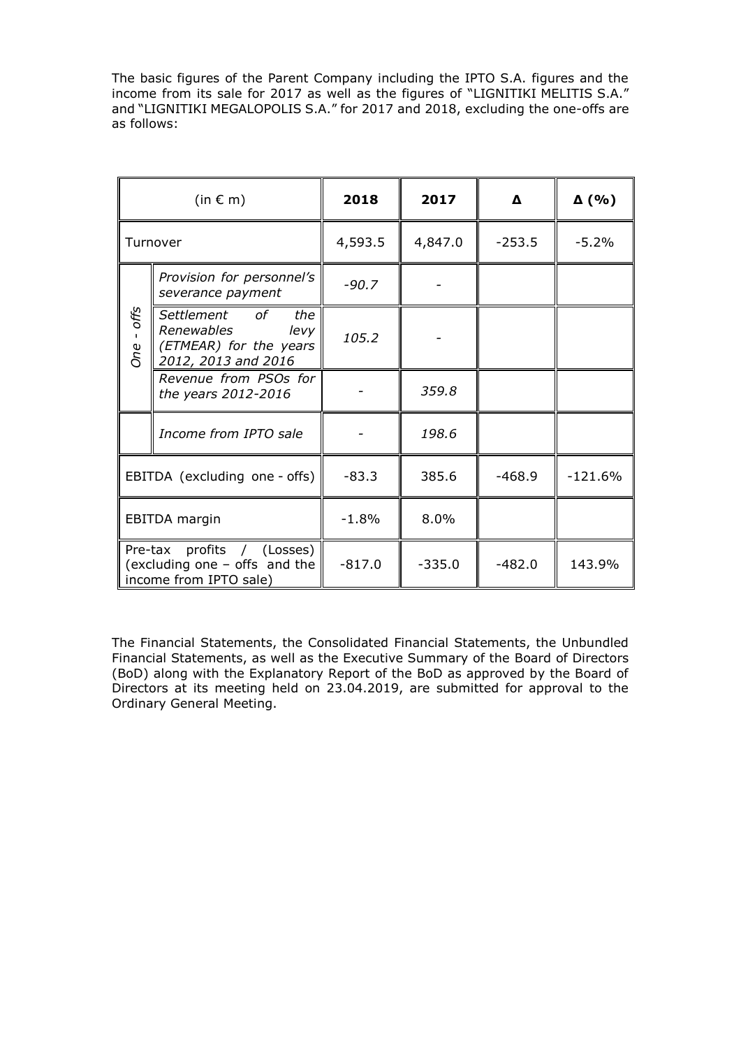The basic figures of the Parent Company including the IPTO S.A. figures and the income from its sale for 2017 as well as the figures of "LIGNITIKI MELITIS S.A." and "LIGNITIKI MEGALOPOLIS S.A." for 2017 and 2018, excluding the one-offs are as follows:

| (in € m) | | 2018 | 2017 | Δ | Δ (%) |
|---|---|---|---|---|---|
| Turnover | | 4,593.5 | 4,847.0 | -253.5 | -5.2% |
| *One - offs* | *Provision for personnel's severance payment* | *-90.7* | - | | |
| | *Settlement of the Renewables levy (ETMEAR) for the years 2012, 2013 and 2016* | *105.2* | - | | |
| | *Revenue from PSOs for the years 2012-2016* | - | *359.8* | | |
| | *Income from IPTO sale* | - | *198.6* | | |
| EBITDA (excluding one - offs) | | -83.3 | 385.6 | -468.9 | -121.6% |
| EBITDA margin | | -1.8% | 8.0% | | |
| Pre-tax profits / (Losses) (excluding one – offs and the income from IPTO sale) | | -817.0 | -335.0 | -482.0 | 143.9% |

The Financial Statements, the Consolidated Financial Statements, the Unbundled Financial Statements, as well as the Executive Summary of the Board of Directors (BoD) along with the Explanatory Report of the BoD as approved by the Board of Directors at its meeting held on 23.04.2019, are submitted for approval to the Ordinary General Meeting.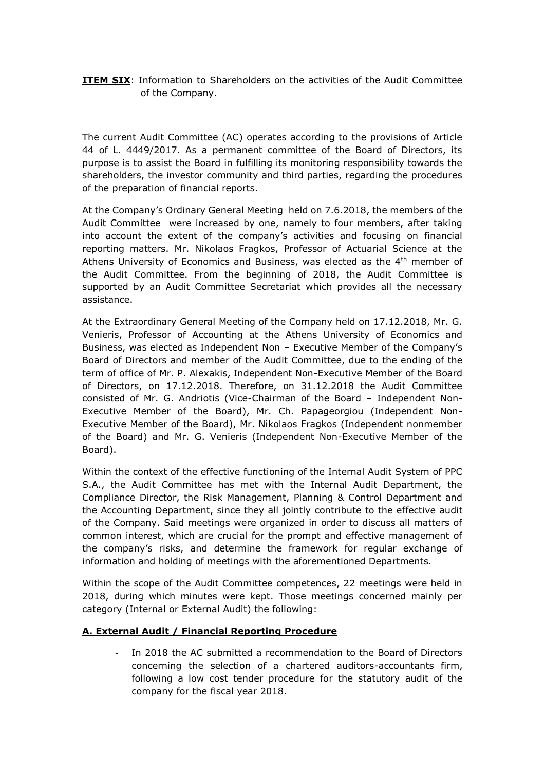**ITEM SIX**: Information to Shareholders on the activities of the Audit Committee of the Company.

The current Audit Committee (AC) operates according to the provisions of Article 44 of L. 4449/2017. As a permanent committee of the Board of Directors, its purpose is to assist the Board in fulfilling its monitoring responsibility towards the shareholders, the investor community and third parties, regarding the procedures of the preparation of financial reports.

At the Company's Ordinary General Meeting held on 7.6.2018, the members of the Audit Committee were increased by one, namely to four members, after taking into account the extent of the company's activities and focusing on financial reporting matters. Mr. Nikolaos Fragkos, Professor of Actuarial Science at the Athens University of Economics and Business, was elected as the 4th member of the Audit Committee. From the beginning of 2018, the Audit Committee is supported by an Audit Committee Secretariat which provides all the necessary assistance.

At the Extraordinary General Meeting of the Company held on 17.12.2018, Mr. G. Venieris, Professor of Accounting at the Athens University of Economics and Business, was elected as Independent Non – Executive Member of the Company's Board of Directors and member of the Audit Committee, due to the ending of the term of office of Mr. P. Alexakis, Independent Non-Executive Member of the Board of Directors, on 17.12.2018. Therefore, on 31.12.2018 the Audit Committee consisted of Mr. G. Andriotis (Vice-Chairman of the Board – Independent Non-Executive Member of the Board), Mr. Ch. Papageorgiou (Independent Non-Executive Member of the Board), Mr. Nikolaos Fragkos (Independent nonmember of the Board) and Mr. G. Venieris (Independent Non-Executive Member of the Board).

Within the context of the effective functioning of the Internal Audit System of PPC S.A., the Audit Committee has met with the Internal Audit Department, the Compliance Director, the Risk Management, Planning & Control Department and the Accounting Department, since they all jointly contribute to the effective audit of the Company. Said meetings were organized in order to discuss all matters of common interest, which are crucial for the prompt and effective management of the company's risks, and determine the framework for regular exchange of information and holding of meetings with the aforementioned Departments.

Within the scope of the Audit Committee competences, 22 meetings were held in 2018, during which minutes were kept. Those meetings concerned mainly per category (Internal or External Audit) the following:

**A. External Audit / Financial Reporting Procedure**

- In 2018 the AC submitted a recommendation to the Board of Directors concerning the selection of a chartered auditors-accountants firm, following a low cost tender procedure for the statutory audit of the company for the fiscal year 2018.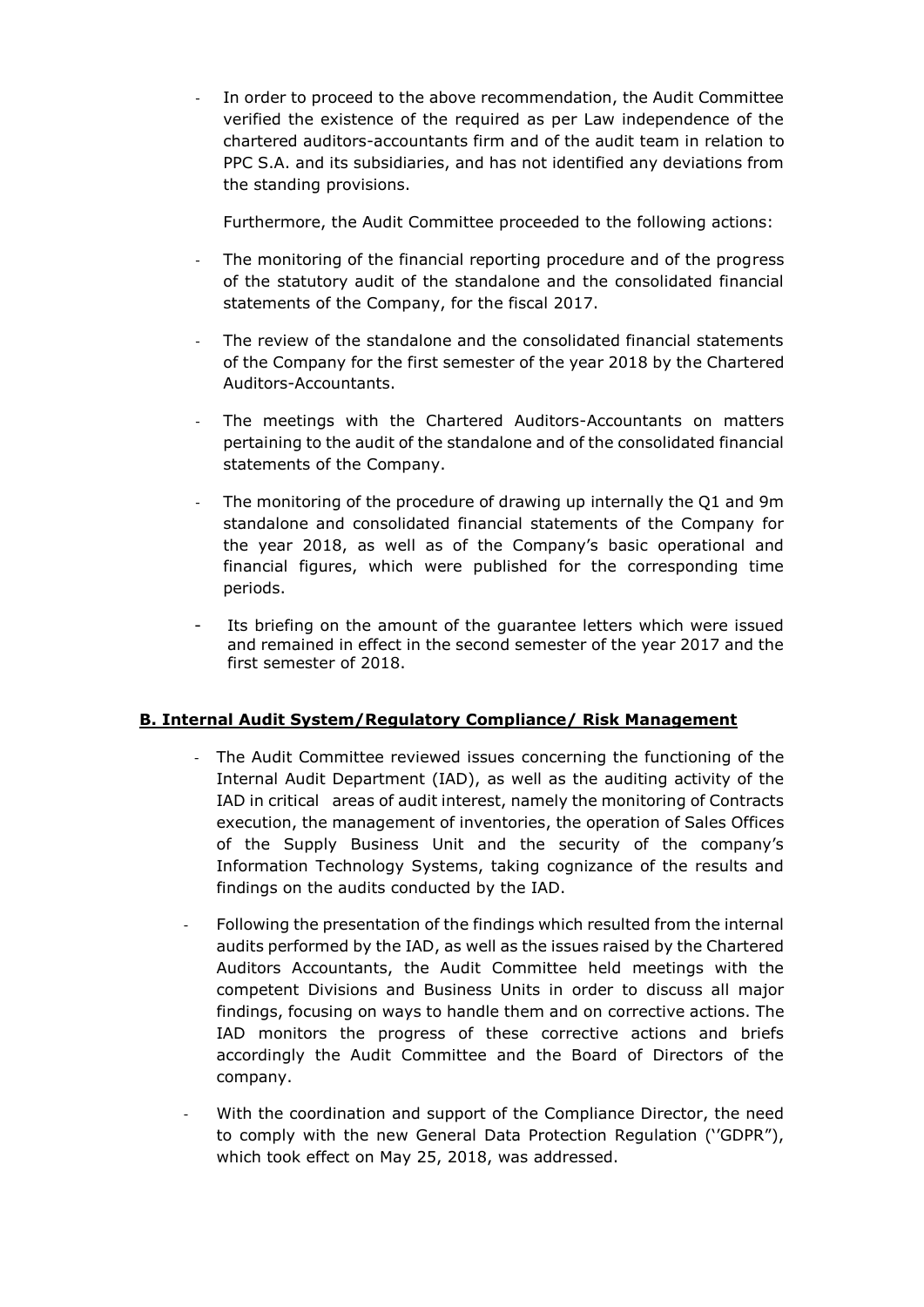- In order to proceed to the above recommendation, the Audit Committee verified the existence of the required as per Law independence of the chartered auditors-accountants firm and of the audit team in relation to PPC S.A. and its subsidiaries, and has not identified any deviations from the standing provisions.

  Furthermore, the Audit Committee proceeded to the following actions:

- The monitoring of the financial reporting procedure and of the progress of the statutory audit of the standalone and the consolidated financial statements of the Company, for the fiscal 2017.
- The review of the standalone and the consolidated financial statements of the Company for the first semester of the year 2018 by the Chartered Auditors-Accountants.
- The meetings with the Chartered Auditors-Accountants on matters pertaining to the audit of the standalone and of the consolidated financial statements of the Company.
- The monitoring of the procedure of drawing up internally the Q1 and 9m standalone and consolidated financial statements of the Company for the year 2018, as well as of the Company's basic operational and financial figures, which were published for the corresponding time periods.
- Its briefing on the amount of the guarantee letters which were issued and remained in effect in the second semester of the year 2017 and the first semester of 2018.

**B. Internal Audit System/Regulatory Compliance/ Risk Management**

- The Audit Committee reviewed issues concerning the functioning of the Internal Audit Department (IAD), as well as the auditing activity of the IAD in critical areas of audit interest, namely the monitoring of Contracts execution, the management of inventories, the operation of Sales Offices of the Supply Business Unit and the security of the company's Information Technology Systems, taking cognizance of the results and findings on the audits conducted by the IAD.
- Following the presentation of the findings which resulted from the internal audits performed by the IAD, as well as the issues raised by the Chartered Auditors Accountants, the Audit Committee held meetings with the competent Divisions and Business Units in order to discuss all major findings, focusing on ways to handle them and on corrective actions. The IAD monitors the progress of these corrective actions and briefs accordingly the Audit Committee and the Board of Directors of the company.
- With the coordination and support of the Compliance Director, the need to comply with the new General Data Protection Regulation (''GDPR"), which took effect on May 25, 2018, was addressed.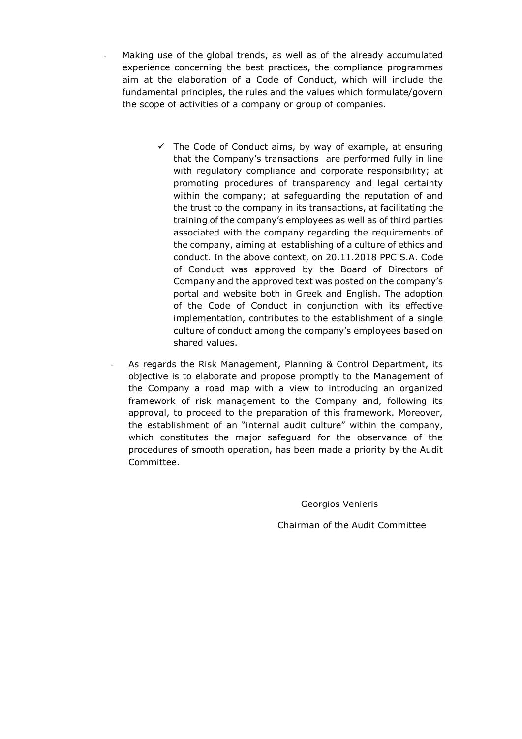- Making use of the global trends, as well as of the already accumulated experience concerning the best practices, the compliance programmes aim at the elaboration of a Code of Conduct, which will include the fundamental principles, the rules and the values which formulate/govern the scope of activities of a company or group of companies.

    - ✓ The Code of Conduct aims, by way of example, at ensuring that the Company's transactions are performed fully in line with regulatory compliance and corporate responsibility; at promoting procedures of transparency and legal certainty within the company; at safeguarding the reputation of and the trust to the company in its transactions, at facilitating the training of the company's employees as well as of third parties associated with the company regarding the requirements of the company, aiming at establishing of a culture of ethics and conduct. In the above context, on 20.11.2018 PPC S.A. Code of Conduct was approved by the Board of Directors of Company and the approved text was posted on the company's portal and website both in Greek and English. The adoption of the Code of Conduct in conjunction with its effective implementation, contributes to the establishment of a single culture of conduct among the company's employees based on shared values.

- As regards the Risk Management, Planning & Control Department, its objective is to elaborate and propose promptly to the Management of the Company a road map with a view to introducing an organized framework of risk management to the Company and, following its approval, to proceed to the preparation of this framework. Moreover, the establishment of an "internal audit culture" within the company, which constitutes the major safeguard for the observance of the procedures of smooth operation, has been made a priority by the Audit Committee.

Georgios Venieris

Chairman of the Audit Committee